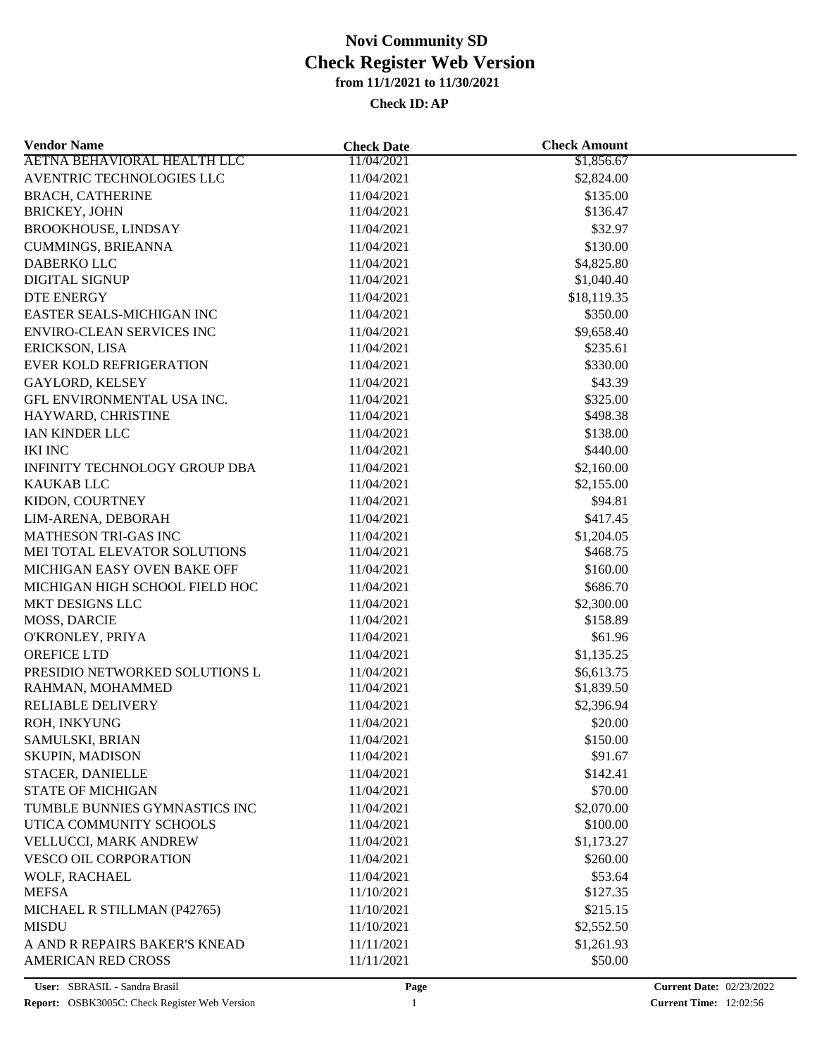# Novi Community SD
# Check Register Web Version
### from 11/1/2021 to 11/30/2021
### Check ID: AP

| Vendor Name | Check Date | Check Amount |
|---|---|---|
| AETNA BEHAVIORAL HEALTH LLC | 11/04/2021 | $1,856.67 |
| AVENTRIC TECHNOLOGIES LLC | 11/04/2021 | $2,824.00 |
| BRACH, CATHERINE | 11/04/2021 | $135.00 |
| BRICKEY, JOHN | 11/04/2021 | $136.47 |
| BROOKHOUSE, LINDSAY | 11/04/2021 | $32.97 |
| CUMMINGS, BRIEANNA | 11/04/2021 | $130.00 |
| DABERKO LLC | 11/04/2021 | $4,825.80 |
| DIGITAL SIGNUP | 11/04/2021 | $1,040.40 |
| DTE ENERGY | 11/04/2021 | $18,119.35 |
| EASTER SEALS-MICHIGAN INC | 11/04/2021 | $350.00 |
| ENVIRO-CLEAN SERVICES INC | 11/04/2021 | $9,658.40 |
| ERICKSON, LISA | 11/04/2021 | $235.61 |
| EVER KOLD REFRIGERATION | 11/04/2021 | $330.00 |
| GAYLORD, KELSEY | 11/04/2021 | $43.39 |
| GFL ENVIRONMENTAL USA INC. | 11/04/2021 | $325.00 |
| HAYWARD, CHRISTINE | 11/04/2021 | $498.38 |
| IAN KINDER LLC | 11/04/2021 | $138.00 |
| IKI INC | 11/04/2021 | $440.00 |
| INFINITY TECHNOLOGY GROUP DBA | 11/04/2021 | $2,160.00 |
| KAUKAB LLC | 11/04/2021 | $2,155.00 |
| KIDON, COURTNEY | 11/04/2021 | $94.81 |
| LIM-ARENA, DEBORAH | 11/04/2021 | $417.45 |
| MATHESON TRI-GAS INC | 11/04/2021 | $1,204.05 |
| MEI TOTAL ELEVATOR SOLUTIONS | 11/04/2021 | $468.75 |
| MICHIGAN EASY OVEN BAKE OFF | 11/04/2021 | $160.00 |
| MICHIGAN HIGH SCHOOL FIELD HOC | 11/04/2021 | $686.70 |
| MKT DESIGNS LLC | 11/04/2021 | $2,300.00 |
| MOSS, DARCIE | 11/04/2021 | $158.89 |
| O'KRONLEY, PRIYA | 11/04/2021 | $61.96 |
| OREFICE LTD | 11/04/2021 | $1,135.25 |
| PRESIDIO NETWORKED SOLUTIONS L | 11/04/2021 | $6,613.75 |
| RAHMAN, MOHAMMED | 11/04/2021 | $1,839.50 |
| RELIABLE DELIVERY | 11/04/2021 | $2,396.94 |
| ROH, INKYUNG | 11/04/2021 | $20.00 |
| SAMULSKI, BRIAN | 11/04/2021 | $150.00 |
| SKUPIN, MADISON | 11/04/2021 | $91.67 |
| STACER, DANIELLE | 11/04/2021 | $142.41 |
| STATE OF MICHIGAN | 11/04/2021 | $70.00 |
| TUMBLE BUNNIES GYMNASTICS INC | 11/04/2021 | $2,070.00 |
| UTICA COMMUNITY SCHOOLS | 11/04/2021 | $100.00 |
| VELLUCCI, MARK ANDREW | 11/04/2021 | $1,173.27 |
| VESCO OIL CORPORATION | 11/04/2021 | $260.00 |
| WOLF, RACHAEL | 11/04/2021 | $53.64 |
| MEFSA | 11/10/2021 | $127.35 |
| MICHAEL R STILLMAN (P42765) | 11/10/2021 | $215.15 |
| MISDU | 11/10/2021 | $2,552.50 |
| A AND R REPAIRS BAKER'S KNEAD | 11/11/2021 | $1,261.93 |
| AMERICAN RED CROSS | 11/11/2021 | $50.00 |

User: SBRASIL - Sandra Brasil
Report: OSBK3005C: Check Register Web Version
Current Date: 02/23/2022
Current Time: 12:02:56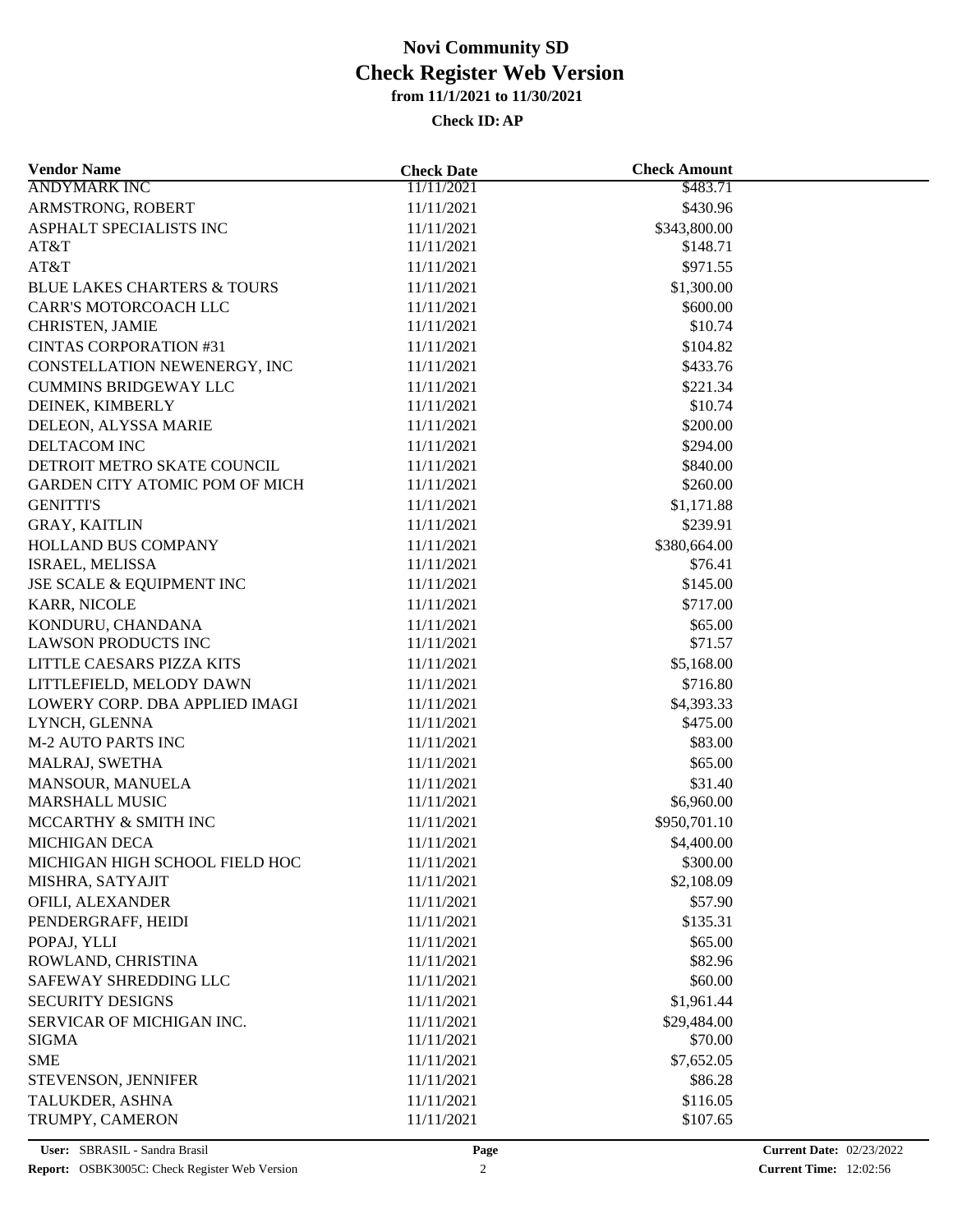# Novi Community SD
## Check Register Web Version
### from 11/1/2021 to 11/30/2021
### Check ID: AP

| Vendor Name | Check Date | Check Amount |
|---|---|---|
| ANDYMARK INC | 11/11/2021 | $483.71 |
| ARMSTRONG, ROBERT | 11/11/2021 | $430.96 |
| ASPHALT SPECIALISTS INC | 11/11/2021 | $343,800.00 |
| AT&T | 11/11/2021 | $148.71 |
| AT&T | 11/11/2021 | $971.55 |
| BLUE LAKES CHARTERS & TOURS | 11/11/2021 | $1,300.00 |
| CARR'S MOTORCOACH LLC | 11/11/2021 | $600.00 |
| CHRISTEN, JAMIE | 11/11/2021 | $10.74 |
| CINTAS CORPORATION #31 | 11/11/2021 | $104.82 |
| CONSTELLATION NEWENERGY, INC | 11/11/2021 | $433.76 |
| CUMMINS BRIDGEWAY LLC | 11/11/2021 | $221.34 |
| DEINEK, KIMBERLY | 11/11/2021 | $10.74 |
| DELEON, ALYSSA MARIE | 11/11/2021 | $200.00 |
| DELTACOM INC | 11/11/2021 | $294.00 |
| DETROIT METRO SKATE COUNCIL | 11/11/2021 | $840.00 |
| GARDEN CITY ATOMIC POM OF MICH | 11/11/2021 | $260.00 |
| GENITTI'S | 11/11/2021 | $1,171.88 |
| GRAY, KAITLIN | 11/11/2021 | $239.91 |
| HOLLAND BUS COMPANY | 11/11/2021 | $380,664.00 |
| ISRAEL, MELISSA | 11/11/2021 | $76.41 |
| JSE SCALE & EQUIPMENT INC | 11/11/2021 | $145.00 |
| KARR, NICOLE | 11/11/2021 | $717.00 |
| KONDURU, CHANDANA | 11/11/2021 | $65.00 |
| LAWSON PRODUCTS INC | 11/11/2021 | $71.57 |
| LITTLE CAESARS PIZZA KITS | 11/11/2021 | $5,168.00 |
| LITTLEFIELD, MELODY DAWN | 11/11/2021 | $716.80 |
| LOWERY CORP. DBA APPLIED IMAGI | 11/11/2021 | $4,393.33 |
| LYNCH, GLENNA | 11/11/2021 | $475.00 |
| M-2 AUTO PARTS INC | 11/11/2021 | $83.00 |
| MALRAJ, SWETHA | 11/11/2021 | $65.00 |
| MANSOUR, MANUELA | 11/11/2021 | $31.40 |
| MARSHALL MUSIC | 11/11/2021 | $6,960.00 |
| MCCARTHY & SMITH INC | 11/11/2021 | $950,701.10 |
| MICHIGAN DECA | 11/11/2021 | $4,400.00 |
| MICHIGAN HIGH SCHOOL FIELD HOC | 11/11/2021 | $300.00 |
| MISHRA, SATYAJIT | 11/11/2021 | $2,108.09 |
| OFILI, ALEXANDER | 11/11/2021 | $57.90 |
| PENDERGRAFF, HEIDI | 11/11/2021 | $135.31 |
| POPAJ, YLLI | 11/11/2021 | $65.00 |
| ROWLAND, CHRISTINA | 11/11/2021 | $82.96 |
| SAFEWAY SHREDDING LLC | 11/11/2021 | $60.00 |
| SECURITY DESIGNS | 11/11/2021 | $1,961.44 |
| SERVICAR OF MICHIGAN INC. | 11/11/2021 | $29,484.00 |
| SIGMA | 11/11/2021 | $70.00 |
| SME | 11/11/2021 | $7,652.05 |
| STEVENSON, JENNIFER | 11/11/2021 | $86.28 |
| TALUKDER, ASHNA | 11/11/2021 | $116.05 |
| TRUMPY, CAMERON | 11/11/2021 | $107.65 |

User: SBRASIL - Sandra Brasil
Report: OSBK3005C: Check Register Web Version
Current Date: 02/23/2022
Current Time: 12:02:56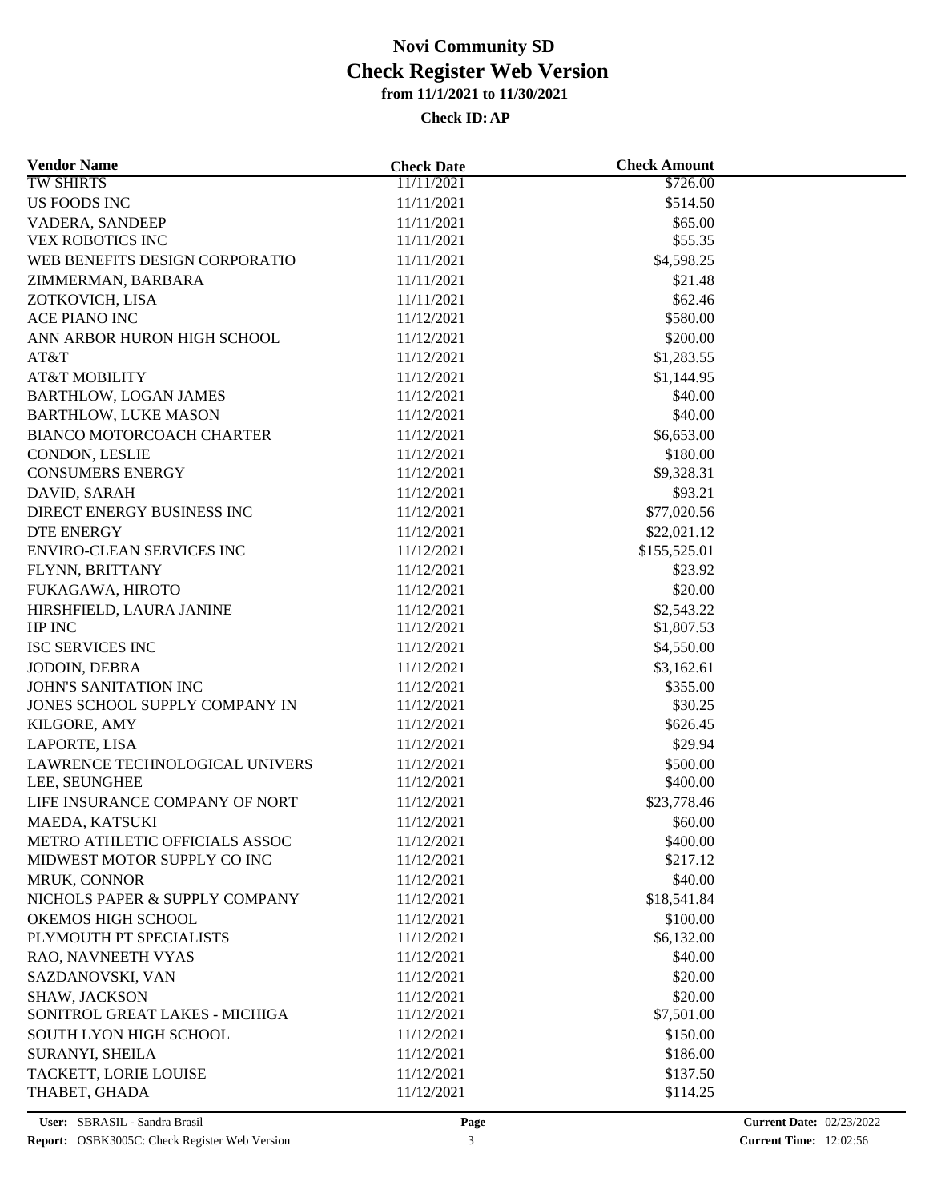# Novi Community SD

## Check Register Web Version

### from 11/1/2021 to 11/30/2021

**Check ID: AP**

| Vendor Name | Check Date | Check Amount |
|---|---|---|
| TW SHIRTS | 11/11/2021 | $726.00 |
| US FOODS INC | 11/11/2021 | $514.50 |
| VADERA, SANDEEP | 11/11/2021 | $65.00 |
| VEX ROBOTICS INC | 11/11/2021 | $55.35 |
| WEB BENEFITS DESIGN CORPORATIO | 11/11/2021 | $4,598.25 |
| ZIMMERMAN, BARBARA | 11/11/2021 | $21.48 |
| ZOTKOVICH, LISA | 11/11/2021 | $62.46 |
| ACE PIANO INC | 11/12/2021 | $580.00 |
| ANN ARBOR HURON HIGH SCHOOL | 11/12/2021 | $200.00 |
| AT&T | 11/12/2021 | $1,283.55 |
| AT&T MOBILITY | 11/12/2021 | $1,144.95 |
| BARTHLOW, LOGAN JAMES | 11/12/2021 | $40.00 |
| BARTHLOW, LUKE MASON | 11/12/2021 | $40.00 |
| BIANCO MOTORCOACH CHARTER | 11/12/2021 | $6,653.00 |
| CONDON, LESLIE | 11/12/2021 | $180.00 |
| CONSUMERS ENERGY | 11/12/2021 | $9,328.31 |
| DAVID, SARAH | 11/12/2021 | $93.21 |
| DIRECT ENERGY BUSINESS INC | 11/12/2021 | $77,020.56 |
| DTE ENERGY | 11/12/2021 | $22,021.12 |
| ENVIRO-CLEAN SERVICES INC | 11/12/2021 | $155,525.01 |
| FLYNN, BRITTANY | 11/12/2021 | $23.92 |
| FUKAGAWA, HIROTO | 11/12/2021 | $20.00 |
| HIRSHFIELD, LAURA JANINE | 11/12/2021 | $2,543.22 |
| HP INC | 11/12/2021 | $1,807.53 |
| ISC SERVICES INC | 11/12/2021 | $4,550.00 |
| JODOIN, DEBRA | 11/12/2021 | $3,162.61 |
| JOHN'S SANITATION INC | 11/12/2021 | $355.00 |
| JONES SCHOOL SUPPLY COMPANY IN | 11/12/2021 | $30.25 |
| KILGORE, AMY | 11/12/2021 | $626.45 |
| LAPORTE, LISA | 11/12/2021 | $29.94 |
| LAWRENCE TECHNOLOGICAL UNIVERS | 11/12/2021 | $500.00 |
| LEE, SEUNGHEE | 11/12/2021 | $400.00 |
| LIFE INSURANCE COMPANY OF NORT | 11/12/2021 | $23,778.46 |
| MAEDA, KATSUKI | 11/12/2021 | $60.00 |
| METRO ATHLETIC OFFICIALS ASSOC | 11/12/2021 | $400.00 |
| MIDWEST MOTOR SUPPLY CO INC | 11/12/2021 | $217.12 |
| MRUK, CONNOR | 11/12/2021 | $40.00 |
| NICHOLS PAPER & SUPPLY COMPANY | 11/12/2021 | $18,541.84 |
| OKEMOS HIGH SCHOOL | 11/12/2021 | $100.00 |
| PLYMOUTH PT SPECIALISTS | 11/12/2021 | $6,132.00 |
| RAO, NAVNEETH VYAS | 11/12/2021 | $40.00 |
| SAZDANOVSKI, VAN | 11/12/2021 | $20.00 |
| SHAW, JACKSON | 11/12/2021 | $20.00 |
| SONITROL GREAT LAKES - MICHIGA | 11/12/2021 | $7,501.00 |
| SOUTH LYON HIGH SCHOOL | 11/12/2021 | $150.00 |
| SURANYI, SHEILA | 11/12/2021 | $186.00 |
| TACKETT, LORIE LOUISE | 11/12/2021 | $137.50 |
| THABET, GHADA | 11/12/2021 | $114.25 |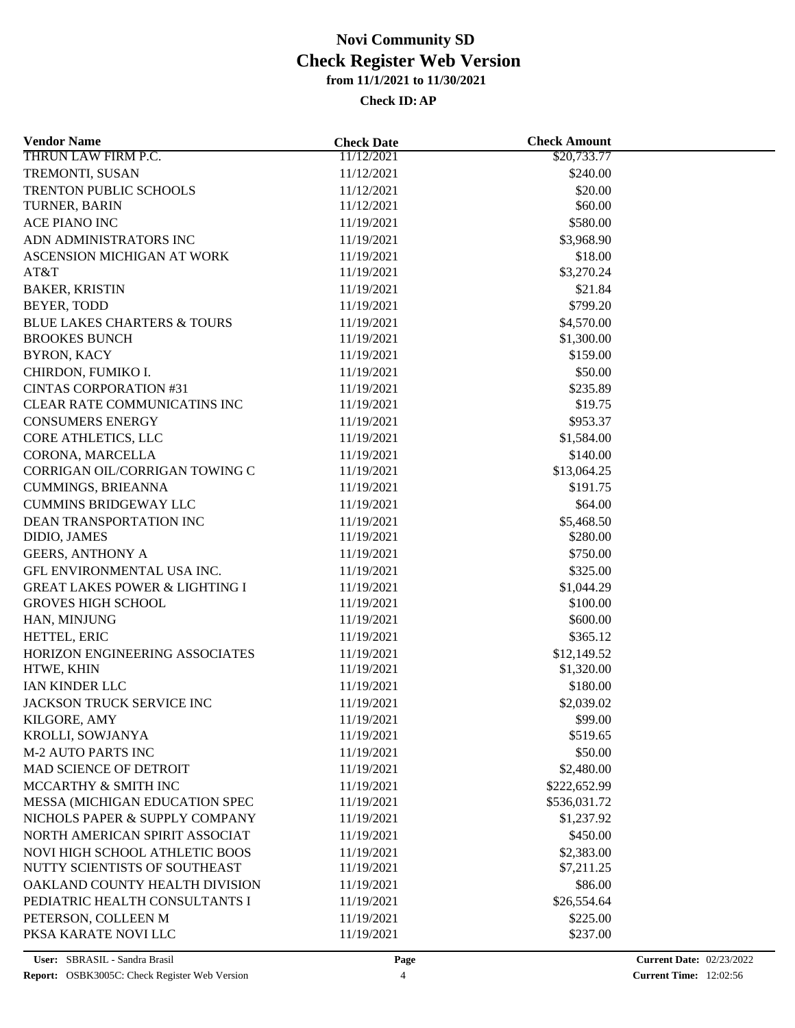# Novi Community SD
# Check Register Web Version
### from 11/1/2021 to 11/30/2021
### Check ID: AP

| Vendor Name | Check Date | Check Amount |
|---|---|---|
| THRUN LAW FIRM P.C. | 11/12/2021 | $20,733.77 |
| TREMONTI, SUSAN | 11/12/2021 | $240.00 |
| TRENTON PUBLIC SCHOOLS | 11/12/2021 | $20.00 |
| TURNER, BARIN | 11/12/2021 | $60.00 |
| ACE PIANO INC | 11/19/2021 | $580.00 |
| ADN ADMINISTRATORS INC | 11/19/2021 | $3,968.90 |
| ASCENSION MICHIGAN AT WORK | 11/19/2021 | $18.00 |
| AT&T | 11/19/2021 | $3,270.24 |
| BAKER, KRISTIN | 11/19/2021 | $21.84 |
| BEYER, TODD | 11/19/2021 | $799.20 |
| BLUE LAKES CHARTERS & TOURS | 11/19/2021 | $4,570.00 |
| BROOKES BUNCH | 11/19/2021 | $1,300.00 |
| BYRON, KACY | 11/19/2021 | $159.00 |
| CHIRDON, FUMIKO I. | 11/19/2021 | $50.00 |
| CINTAS CORPORATION #31 | 11/19/2021 | $235.89 |
| CLEAR RATE COMMUNICATINS INC | 11/19/2021 | $19.75 |
| CONSUMERS ENERGY | 11/19/2021 | $953.37 |
| CORE ATHLETICS, LLC | 11/19/2021 | $1,584.00 |
| CORONA, MARCELLA | 11/19/2021 | $140.00 |
| CORRIGAN OIL/CORRIGAN TOWING C | 11/19/2021 | $13,064.25 |
| CUMMINGS, BRIEANNA | 11/19/2021 | $191.75 |
| CUMMINS BRIDGEWAY LLC | 11/19/2021 | $64.00 |
| DEAN TRANSPORTATION INC | 11/19/2021 | $5,468.50 |
| DIDIO, JAMES | 11/19/2021 | $280.00 |
| GEERS, ANTHONY A | 11/19/2021 | $750.00 |
| GFL ENVIRONMENTAL USA INC. | 11/19/2021 | $325.00 |
| GREAT LAKES POWER & LIGHTING I | 11/19/2021 | $1,044.29 |
| GROVES HIGH SCHOOL | 11/19/2021 | $100.00 |
| HAN, MINJUNG | 11/19/2021 | $600.00 |
| HETTEL, ERIC | 11/19/2021 | $365.12 |
| HORIZON ENGINEERING ASSOCIATES | 11/19/2021 | $12,149.52 |
| HTWE, KHIN | 11/19/2021 | $1,320.00 |
| IAN KINDER LLC | 11/19/2021 | $180.00 |
| JACKSON TRUCK SERVICE INC | 11/19/2021 | $2,039.02 |
| KILGORE, AMY | 11/19/2021 | $99.00 |
| KROLLI, SOWJANYA | 11/19/2021 | $519.65 |
| M-2 AUTO PARTS INC | 11/19/2021 | $50.00 |
| MAD SCIENCE OF DETROIT | 11/19/2021 | $2,480.00 |
| MCCARTHY & SMITH INC | 11/19/2021 | $222,652.99 |
| MESSA (MICHIGAN EDUCATION SPEC | 11/19/2021 | $536,031.72 |
| NICHOLS PAPER & SUPPLY COMPANY | 11/19/2021 | $1,237.92 |
| NORTH AMERICAN SPIRIT ASSOCIAT | 11/19/2021 | $450.00 |
| NOVI HIGH SCHOOL ATHLETIC BOOS | 11/19/2021 | $2,383.00 |
| NUTTY SCIENTISTS OF SOUTHEAST | 11/19/2021 | $7,211.25 |
| OAKLAND COUNTY HEALTH DIVISION | 11/19/2021 | $86.00 |
| PEDIATRIC HEALTH CONSULTANTS I | 11/19/2021 | $26,554.64 |
| PETERSON, COLLEEN M | 11/19/2021 | $225.00 |
| PKSA KARATE NOVI LLC | 11/19/2021 | $237.00 |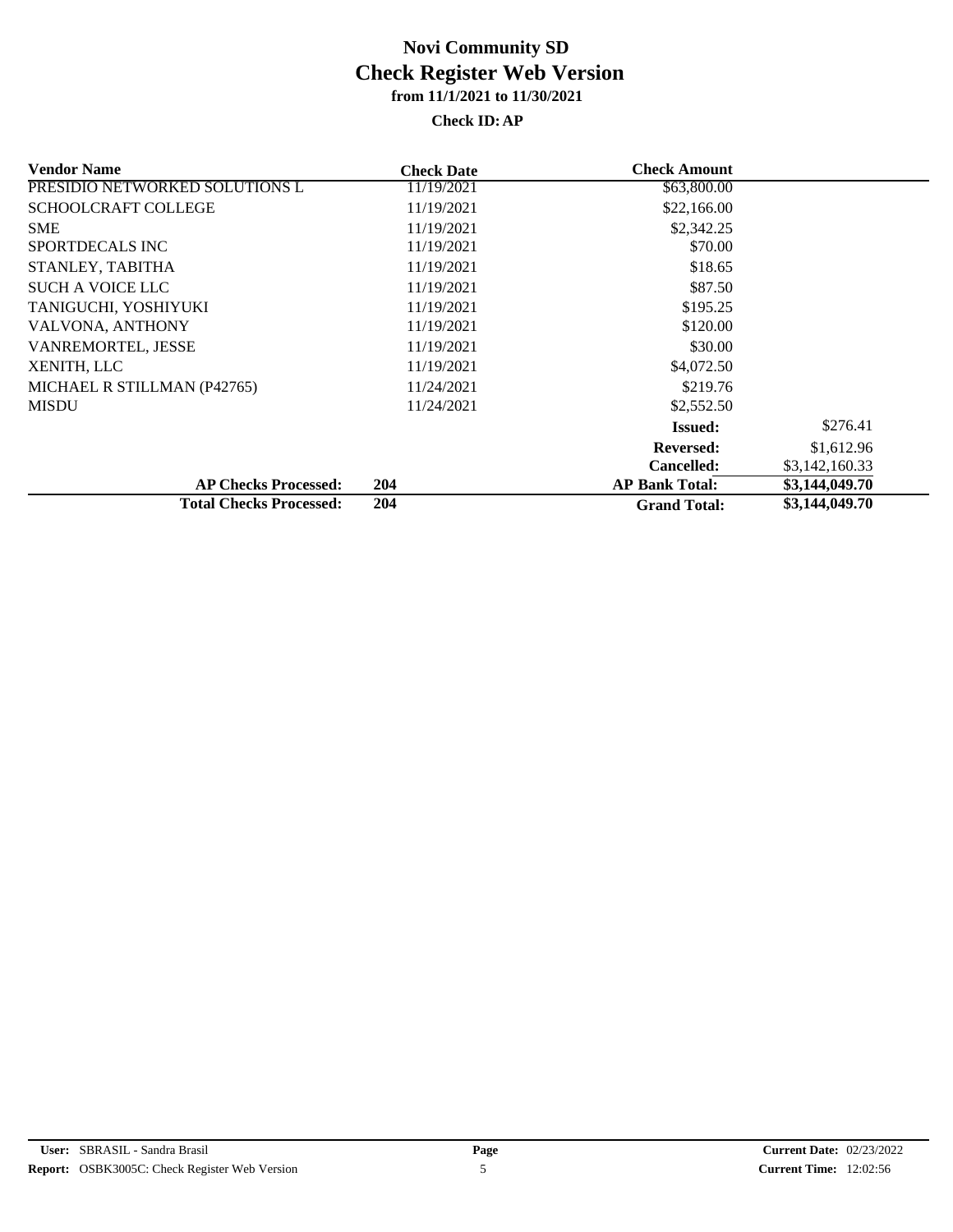# Novi Community SD
# Check Register Web Version
### from 11/1/2021 to 11/30/2021
### Check ID: AP

| Vendor Name | Check Date | Check Amount | |
|---|---|---|---|
| PRESIDIO NETWORKED SOLUTIONS L | 11/19/2021 | $63,800.00 | |
| SCHOOLCRAFT COLLEGE | 11/19/2021 | $22,166.00 | |
| SME | 11/19/2021 | $2,342.25 | |
| SPORTDECALS INC | 11/19/2021 | $70.00 | |
| STANLEY, TABITHA | 11/19/2021 | $18.65 | |
| SUCH A VOICE LLC | 11/19/2021 | $87.50 | |
| TANIGUCHI, YOSHIYUKI | 11/19/2021 | $195.25 | |
| VALVONA, ANTHONY | 11/19/2021 | $120.00 | |
| VANREMORTEL, JESSE | 11/19/2021 | $30.00 | |
| XENITH, LLC | 11/19/2021 | $4,072.50 | |
| MICHAEL R STILLMAN (P42765) | 11/24/2021 | $219.76 | |
| MISDU | 11/24/2021 | $2,552.50 | |
| | | **Issued:** | $276.41 |
| | | **Reversed:** | $1,612.96 |
| | | **Cancelled:** | $3,142,160.33 |
| **AP Checks Processed:** | **204** | **AP Bank Total:** | **$3,144,049.70** |
| **Total Checks Processed:** | **204** | **Grand Total:** | **$3,144,049.70** |

**User:** SBRASIL - Sandra Brasil
**Report:** OSBK3005C: Check Register Web Version
**Current Date:** 02/23/2022
**Current Time:** 12:02:56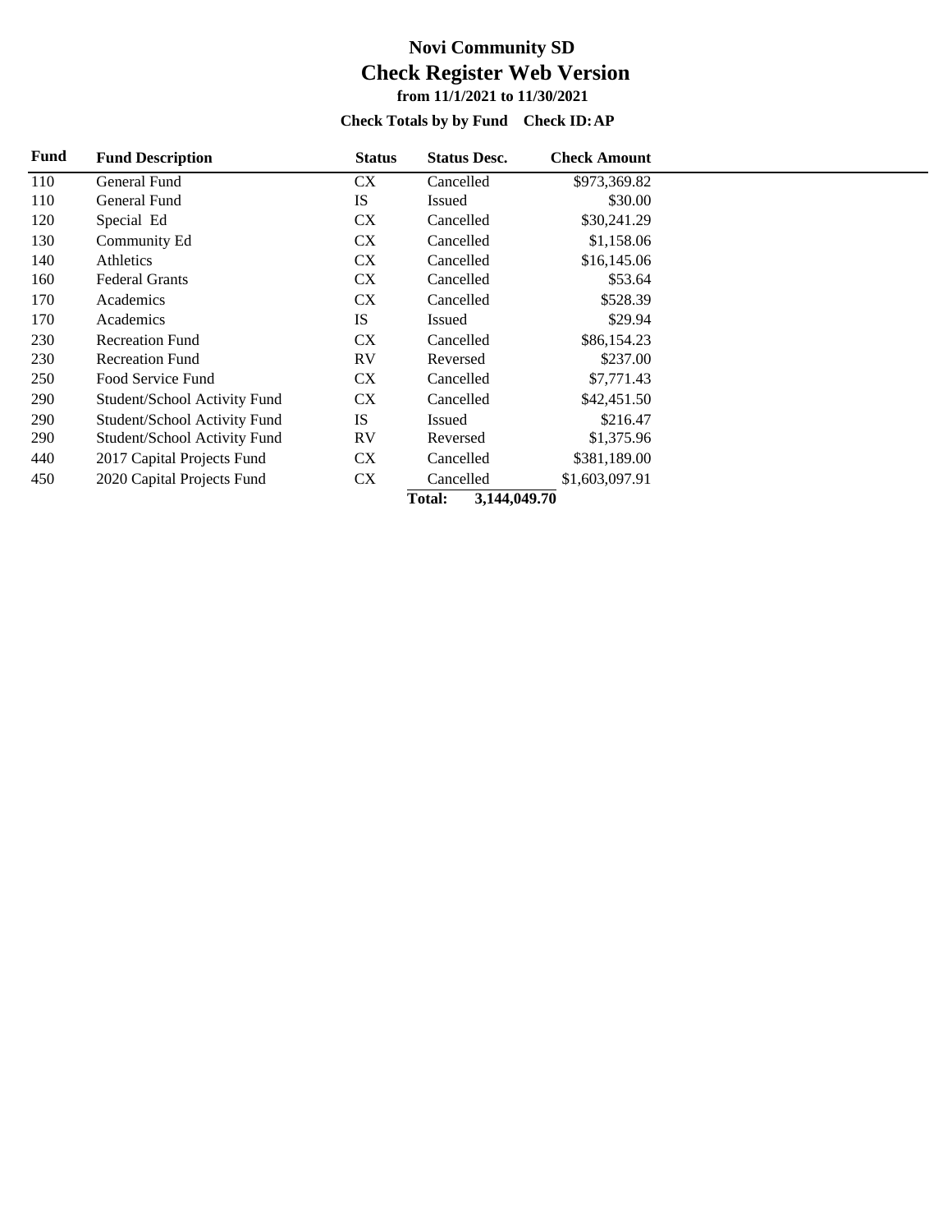# Novi Community SD

## Check Register Web Version

**from 11/1/2021 to 11/30/2021**

**Check Totals by by Fund Check ID: AP**

| Fund | Fund Description | Status | Status Desc. | Check Amount |
|---|---|---|---|---|
| 110 | General Fund | CX | Cancelled | $973,369.82 |
| 110 | General Fund | IS | Issued | $30.00 |
| 120 | Special Ed | CX | Cancelled | $30,241.29 |
| 130 | Community Ed | CX | Cancelled | $1,158.06 |
| 140 | Athletics | CX | Cancelled | $16,145.06 |
| 160 | Federal Grants | CX | Cancelled | $53.64 |
| 170 | Academics | CX | Cancelled | $528.39 |
| 170 | Academics | IS | Issued | $29.94 |
| 230 | Recreation Fund | CX | Cancelled | $86,154.23 |
| 230 | Recreation Fund | RV | Reversed | $237.00 |
| 250 | Food Service Fund | CX | Cancelled | $7,771.43 |
| 290 | Student/School Activity Fund | CX | Cancelled | $42,451.50 |
| 290 | Student/School Activity Fund | IS | Issued | $216.47 |
| 290 | Student/School Activity Fund | RV | Reversed | $1,375.96 |
| 440 | 2017 Capital Projects Fund | CX | Cancelled | $381,189.00 |
| 450 | 2020 Capital Projects Fund | CX | Cancelled | $1,603,097.91 |
| | | | **Total:** | **3,144,049.70** |